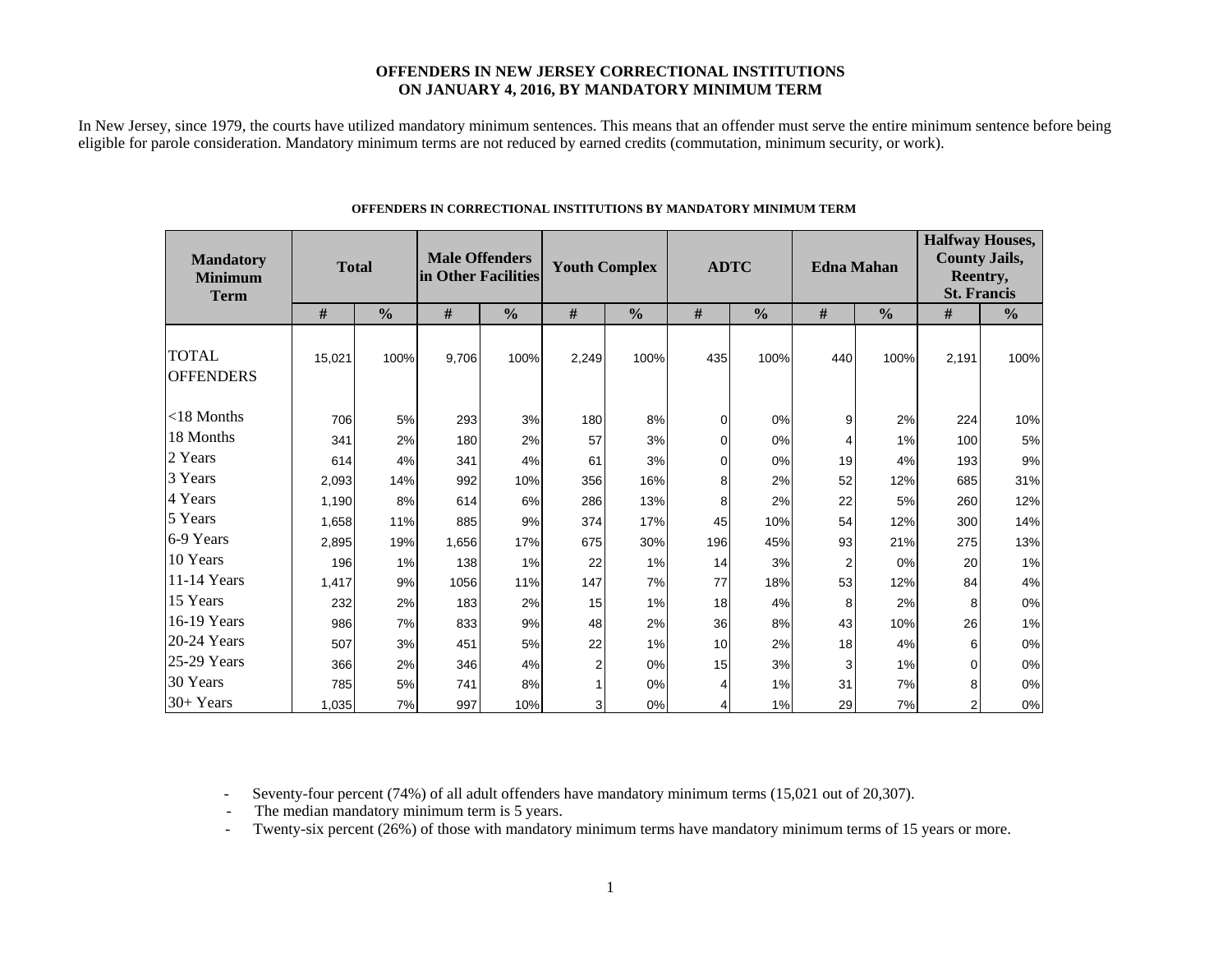# OFFENDERS IN NEW JERSEY CORRECTIONAL INSTITUTIONS ON JANUARY 4, 2016, BY MANDATORY MINIMUM TERM

In New Jersey, since 1979, the courts have utilized mandatory minimum sentences. This means that an offender must serve the entire minimum sentence before being eligible for parole consideration. Mandatory minimum terms are not reduced by earned credits (commutation, minimum security, or work).

**OFFENDERS IN CORRECTIONAL INSTITUTIONS BY MANDATORY MINIMUM TERM**

| Mandatory Minimum Term | Total | | Male Offenders in Other Facilities | | Youth Complex | | ADTC | | Edna Mahan | | Halfway Houses, County Jails, Reentry, St. Francis | |
|---|---|---|---|---|---|---|---|---|---|---|---|---|
| | # | % | # | % | # | % | # | % | # | % | # | % |
| TOTAL OFFENDERS | 15,021 | 100% | 9,706 | 100% | 2,249 | 100% | 435 | 100% | 440 | 100% | 2,191 | 100% |
| <18 Months | 706 | 5% | 293 | 3% | 180 | 8% | 0 | 0% | 9 | 2% | 224 | 10% |
| 18 Months | 341 | 2% | 180 | 2% | 57 | 3% | 0 | 0% | 4 | 1% | 100 | 5% |
| 2 Years | 614 | 4% | 341 | 4% | 61 | 3% | 0 | 0% | 19 | 4% | 193 | 9% |
| 3 Years | 2,093 | 14% | 992 | 10% | 356 | 16% | 8 | 2% | 52 | 12% | 685 | 31% |
| 4 Years | 1,190 | 8% | 614 | 6% | 286 | 13% | 8 | 2% | 22 | 5% | 260 | 12% |
| 5 Years | 1,658 | 11% | 885 | 9% | 374 | 17% | 45 | 10% | 54 | 12% | 300 | 14% |
| 6-9 Years | 2,895 | 19% | 1,656 | 17% | 675 | 30% | 196 | 45% | 93 | 21% | 275 | 13% |
| 10 Years | 196 | 1% | 138 | 1% | 22 | 1% | 14 | 3% | 2 | 0% | 20 | 1% |
| 11-14 Years | 1,417 | 9% | 1056 | 11% | 147 | 7% | 77 | 18% | 53 | 12% | 84 | 4% |
| 15 Years | 232 | 2% | 183 | 2% | 15 | 1% | 18 | 4% | 8 | 2% | 8 | 0% |
| 16-19 Years | 986 | 7% | 833 | 9% | 48 | 2% | 36 | 8% | 43 | 10% | 26 | 1% |
| 20-24 Years | 507 | 3% | 451 | 5% | 22 | 1% | 10 | 2% | 18 | 4% | 6 | 0% |
| 25-29 Years | 366 | 2% | 346 | 4% | 2 | 0% | 15 | 3% | 3 | 1% | 0 | 0% |
| 30 Years | 785 | 5% | 741 | 8% | 1 | 0% | 4 | 1% | 31 | 7% | 8 | 0% |
| 30+ Years | 1,035 | 7% | 997 | 10% | 3 | 0% | 4 | 1% | 29 | 7% | 2 | 0% |

- Seventy-four percent (74%) of all adult offenders have mandatory minimum terms (15,021 out of 20,307).
- The median mandatory minimum term is 5 years.
- Twenty-six percent (26%) of those with mandatory minimum terms have mandatory minimum terms of 15 years or more.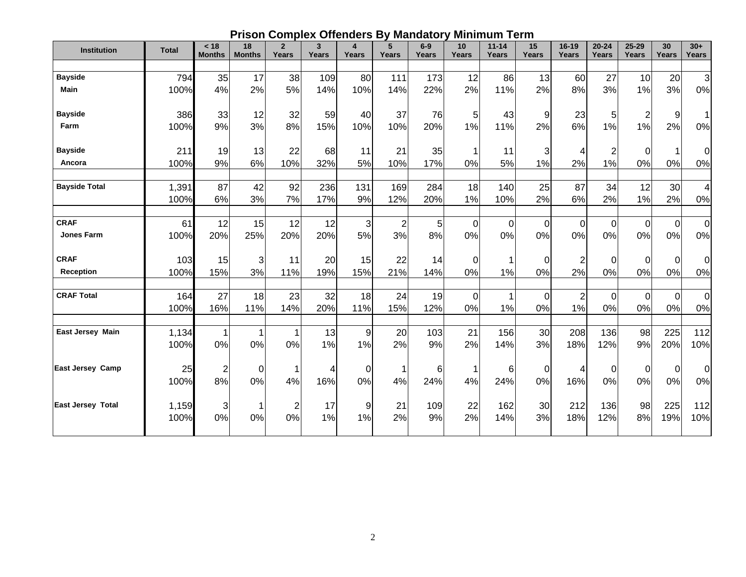## Prison Complex Offenders By Mandatory Minimum Term

| Institution | Total | < 18 Months | 18 Months | 2 Years | 3 Years | 4 Years | 5 Years | 6-9 Years | 10 Years | 11-14 Years | 15 Years | 16-19 Years | 20-24 Years | 25-29 Years | 30 Years | 30+ Years |
|---|---|---|---|---|---|---|---|---|---|---|---|---|---|---|---|---|
| **Bayside** | 794 | 35 | 17 | 38 | 109 | 80 | 111 | 173 | 12 | 86 | 13 | 60 | 27 | 10 | 20 | 3 |
| **Main** | 100% | 4% | 2% | 5% | 14% | 10% | 14% | 22% | 2% | 11% | 2% | 8% | 3% | 1% | 3% | 0% |
| **Bayside** | 386 | 33 | 12 | 32 | 59 | 40 | 37 | 76 | 5 | 43 | 9 | 23 | 5 | 2 | 9 | 1 |
| **Farm** | 100% | 9% | 3% | 8% | 15% | 10% | 10% | 20% | 1% | 11% | 2% | 6% | 1% | 1% | 2% | 0% |
| **Bayside** | 211 | 19 | 13 | 22 | 68 | 11 | 21 | 35 | 1 | 11 | 3 | 4 | 2 | 0 | 1 | 0 |
| **Ancora** | 100% | 9% | 6% | 10% | 32% | 5% | 10% | 17% | 0% | 5% | 1% | 2% | 1% | 0% | 0% | 0% |
| **Bayside Total** | 1,391 | 87 | 42 | 92 | 236 | 131 | 169 | 284 | 18 | 140 | 25 | 87 | 34 | 12 | 30 | 4 |
| | 100% | 6% | 3% | 7% | 17% | 9% | 12% | 20% | 1% | 10% | 2% | 6% | 2% | 1% | 2% | 0% |
| **CRAF** | 61 | 12 | 15 | 12 | 12 | 3 | 2 | 5 | 0 | 0 | 0 | 0 | 0 | 0 | 0 | 0 |
| **Jones Farm** | 100% | 20% | 25% | 20% | 20% | 5% | 3% | 8% | 0% | 0% | 0% | 0% | 0% | 0% | 0% | 0% |
| **CRAF** | 103 | 15 | 3 | 11 | 20 | 15 | 22 | 14 | 0 | 1 | 0 | 2 | 0 | 0 | 0 | 0 |
| **Reception** | 100% | 15% | 3% | 11% | 19% | 15% | 21% | 14% | 0% | 1% | 0% | 2% | 0% | 0% | 0% | 0% |
| **CRAF Total** | 164 | 27 | 18 | 23 | 32 | 18 | 24 | 19 | 0 | 1 | 0 | 2 | 0 | 0 | 0 | 0 |
| | 100% | 16% | 11% | 14% | 20% | 11% | 15% | 12% | 0% | 1% | 0% | 1% | 0% | 0% | 0% | 0% |
| **East Jersey Main** | 1,134 | 1 | 1 | 1 | 13 | 9 | 20 | 103 | 21 | 156 | 30 | 208 | 136 | 98 | 225 | 112 |
| | 100% | 0% | 0% | 0% | 1% | 1% | 2% | 9% | 2% | 14% | 3% | 18% | 12% | 9% | 20% | 10% |
| **East Jersey Camp** | 25 | 2 | 0 | 1 | 4 | 0 | 1 | 6 | 1 | 6 | 0 | 4 | 0 | 0 | 0 | 0 |
| | 100% | 8% | 0% | 4% | 16% | 0% | 4% | 24% | 4% | 24% | 0% | 16% | 0% | 0% | 0% | 0% |
| **East Jersey Total** | 1,159 | 3 | 1 | 2 | 17 | 9 | 21 | 109 | 22 | 162 | 30 | 212 | 136 | 98 | 225 | 112 |
| | 100% | 0% | 0% | 0% | 1% | 1% | 2% | 9% | 2% | 14% | 3% | 18% | 12% | 8% | 19% | 10% |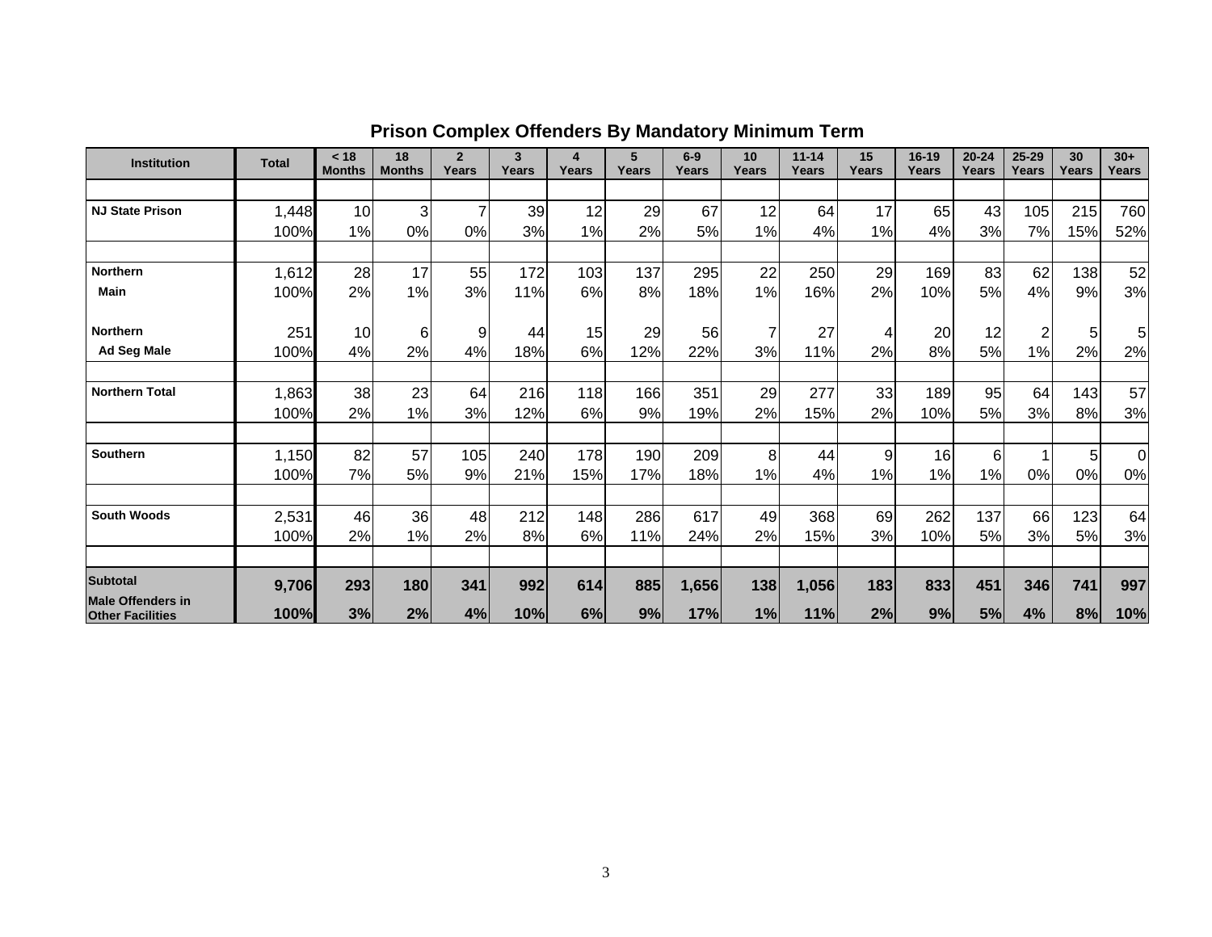## Prison Complex Offenders By Mandatory Minimum Term

| Institution | Total | < 18 Months | 18 Months | 2 Years | 3 Years | 4 Years | 5 Years | 6-9 Years | 10 Years | 11-14 Years | 15 Years | 16-19 Years | 20-24 Years | 25-29 Years | 30 Years | 30+ Years |
|---|---|---|---|---|---|---|---|---|---|---|---|---|---|---|---|---|
| **NJ State Prison** | 1,448 | 10 | 3 | 7 | 39 | 12 | 29 | 67 | 12 | 64 | 17 | 65 | 43 | 105 | 215 | 760 |
| | 100% | 1% | 0% | 0% | 3% | 1% | 2% | 5% | 1% | 4% | 1% | 4% | 3% | 7% | 15% | 52% |
| **Northern Main** | 1,612 | 28 | 17 | 55 | 172 | 103 | 137 | 295 | 22 | 250 | 29 | 169 | 83 | 62 | 138 | 52 |
| | 100% | 2% | 1% | 3% | 11% | 6% | 8% | 18% | 1% | 16% | 2% | 10% | 5% | 4% | 9% | 3% |
| **Northern Ad Seg Male** | 251 | 10 | 6 | 9 | 44 | 15 | 29 | 56 | 7 | 27 | 4 | 20 | 12 | 2 | 5 | 5 |
| | 100% | 4% | 2% | 4% | 18% | 6% | 12% | 22% | 3% | 11% | 2% | 8% | 5% | 1% | 2% | 2% |
| **Northern Total** | 1,863 | 38 | 23 | 64 | 216 | 118 | 166 | 351 | 29 | 277 | 33 | 189 | 95 | 64 | 143 | 57 |
| | 100% | 2% | 1% | 3% | 12% | 6% | 9% | 19% | 2% | 15% | 2% | 10% | 5% | 3% | 8% | 3% |
| **Southern** | 1,150 | 82 | 57 | 105 | 240 | 178 | 190 | 209 | 8 | 44 | 9 | 16 | 6 | 1 | 5 | 0 |
| | 100% | 7% | 5% | 9% | 21% | 15% | 17% | 18% | 1% | 4% | 1% | 1% | 1% | 0% | 0% | 0% |
| **South Woods** | 2,531 | 46 | 36 | 48 | 212 | 148 | 286 | 617 | 49 | 368 | 69 | 262 | 137 | 66 | 123 | 64 |
| | 100% | 2% | 1% | 2% | 8% | 6% | 11% | 24% | 2% | 15% | 3% | 10% | 5% | 3% | 5% | 3% |
| **Subtotal Male Offenders in Other Facilities** | **9,706** | **293** | **180** | **341** | **992** | **614** | **885** | **1,656** | **138** | **1,056** | **183** | **833** | **451** | **346** | **741** | **997** |
| | **100%** | **3%** | **2%** | **4%** | **10%** | **6%** | **9%** | **17%** | **1%** | **11%** | **2%** | **9%** | **5%** | **4%** | **8%** | **10%** |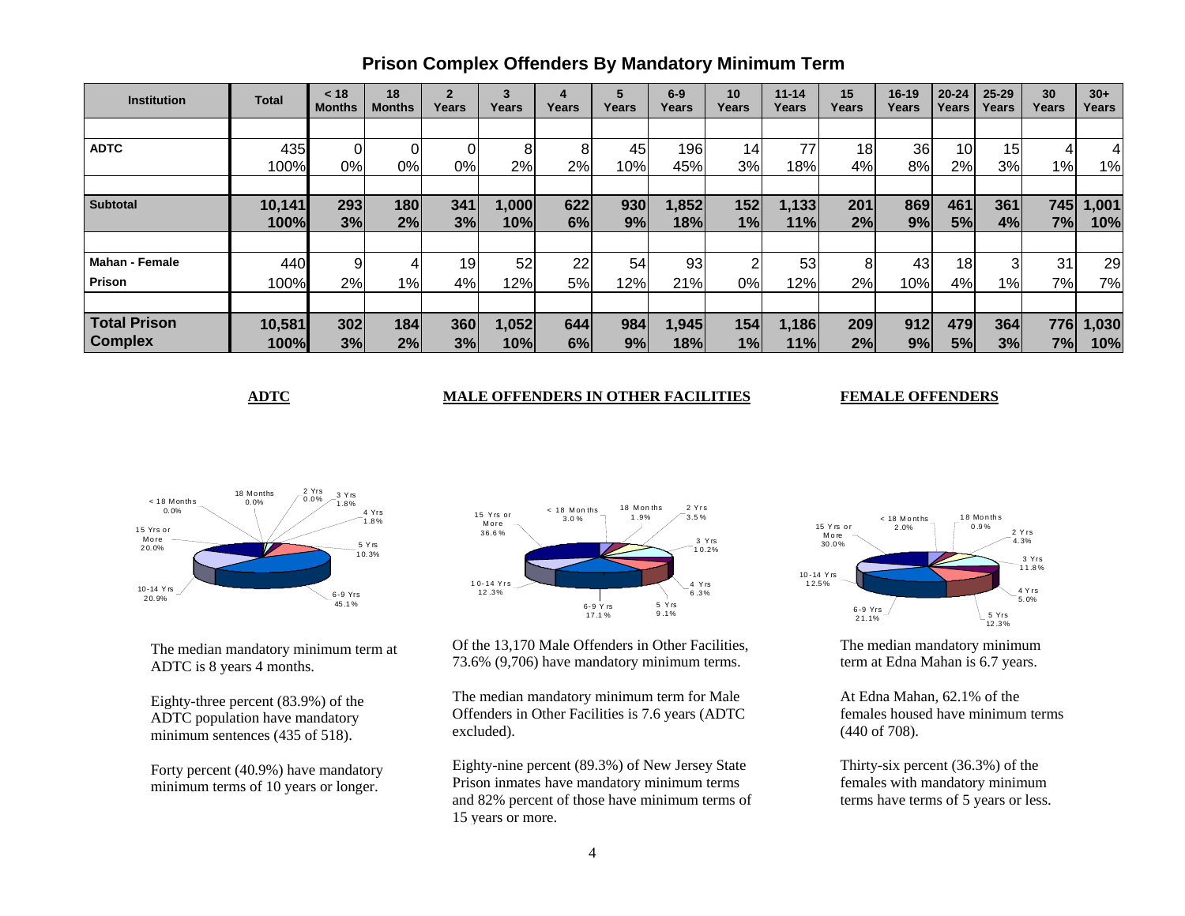## Prison Complex Offenders By Mandatory Minimum Term

| Institution | Total | < 18 Months | 18 Months | 2 Years | 3 Years | 4 Years | 5 Years | 6-9 Years | 10 Years | 11-14 Years | 15 Years | 16-19 Years | 20-24 Years | 25-29 Years | 30 Years | 30+ Years |
|---|---|---|---|---|---|---|---|---|---|---|---|---|---|---|---|---|
| **ADTC** | 435 | 0 | 0 | 0 | 8 | 8 | 45 | 196 | 14 | 77 | 18 | 36 | 10 | 15 | 4 | 4 |
| | 100% | 0% | 0% | 0% | 2% | 2% | 10% | 45% | 3% | 18% | 4% | 8% | 2% | 3% | 1% | 1% |
| **Subtotal** | **10,141** | **293** | **180** | **341** | **1,000** | **622** | **930** | **1,852** | **152** | **1,133** | **201** | **869** | **461** | **361** | **745** | **1,001** |
| | **100%** | **3%** | **2%** | **3%** | **10%** | **6%** | **9%** | **18%** | **1%** | **11%** | **2%** | **9%** | **5%** | **4%** | **7%** | **10%** |
| **Mahan - Female** | 440 | 9 | 4 | 19 | 52 | 22 | 54 | 93 | 2 | 53 | 8 | 43 | 18 | 3 | 31 | 29 |
| **Prison** | 100% | 2% | 1% | 4% | 12% | 5% | 12% | 21% | 0% | 12% | 2% | 10% | 4% | 1% | 7% | 7% |
| **Total Prison Complex** | **10,581** | **302** | **184** | **360** | **1,052** | **644** | **984** | **1,945** | **154** | **1,186** | **209** | **912** | **479** | **364** | **776** | **1,030** |
| | **100%** | **3%** | **2%** | **3%** | **10%** | **6%** | **9%** | **18%** | **1%** | **11%** | **2%** | **9%** | **5%** | **3%** | **7%** | **10%** |

### ADTC

< 18 Months 0.0%; 18 Months 0.0%; 2 Yrs 0.0%; 3 Yrs 1.8%; 4 Yrs 1.8%; 5 Yrs 10.3%; 6-9 Yrs 45.1%; 10-14 Yrs 20.9%; 15 Yrs or More 20.0%

The median mandatory minimum term at ADTC is 8 years 4 months.

Eighty-three percent (83.9%) of the ADTC population have mandatory minimum sentences (435 of 518).

Forty percent (40.9%) have mandatory minimum terms of 10 years or longer.

### MALE OFFENDERS IN OTHER FACILITIES

< 18 Months 3.0%; 18 Months 1.9%; 2 Yrs 3.5%; 3 Yrs 10.2%; 4 Yrs 6.3%; 5 Yrs 9.1%; 6-9 Yrs 17.1%; 10-14 Yrs 12.3%; 15 Yrs or More 36.6%

Of the 13,170 Male Offenders in Other Facilities, 73.6% (9,706) have mandatory minimum terms.

The median mandatory minimum term for Male Offenders in Other Facilities is 7.6 years (ADTC excluded).

Eighty-nine percent (89.3%) of New Jersey State Prison inmates have mandatory minimum terms and 82% percent of those have minimum terms of 15 years or more.

### FEMALE OFFENDERS

< 18 Months 2.0%; 18 Months 0.9%; 2 Yrs 4.3%; 3 Yrs 11.8%; 4 Yrs 5.0%; 5 Yrs 12.3%; 6-9 Yrs 21.1%; 10-14 Yrs 12.5%; 15 Yrs or More 30.0%

The median mandatory minimum term at Edna Mahan is 6.7 years.

At Edna Mahan, 62.1% of the females housed have minimum terms (440 of 708).

Thirty-six percent (36.3%) of the females with mandatory minimum terms have terms of 5 years or less.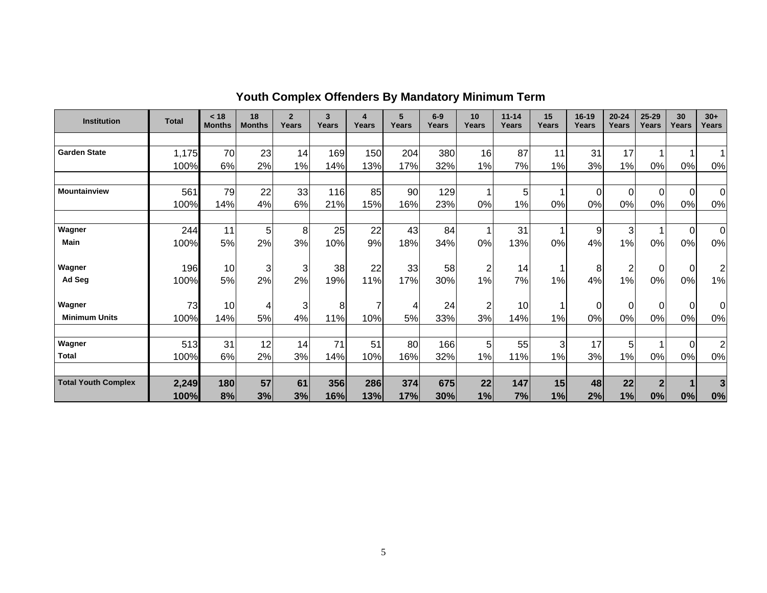## Youth Complex Offenders By Mandatory Minimum Term

| Institution | Total | < 18 Months | 18 Months | 2 Years | 3 Years | 4 Years | 5 Years | 6-9 Years | 10 Years | 11-14 Years | 15 Years | 16-19 Years | 20-24 Years | 25-29 Years | 30 Years | 30+ Years |
|---|---|---|---|---|---|---|---|---|---|---|---|---|---|---|---|---|
| Garden State | 1,175 | 70 | 23 | 14 | 169 | 150 | 204 | 380 | 16 | 87 | 11 | 31 | 17 | 1 | 1 | 1 |
| | 100% | 6% | 2% | 1% | 14% | 13% | 17% | 32% | 1% | 7% | 1% | 3% | 1% | 0% | 0% | 0% |
| Mountainview | 561 | 79 | 22 | 33 | 116 | 85 | 90 | 129 | 1 | 5 | 1 | 0 | 0 | 0 | 0 | 0 |
| | 100% | 14% | 4% | 6% | 21% | 15% | 16% | 23% | 0% | 1% | 0% | 0% | 0% | 0% | 0% | 0% |
| Wagner | 244 | 11 | 5 | 8 | 25 | 22 | 43 | 84 | 1 | 31 | 1 | 9 | 3 | 1 | 0 | 0 |
| Main | 100% | 5% | 2% | 3% | 10% | 9% | 18% | 34% | 0% | 13% | 0% | 4% | 1% | 0% | 0% | 0% |
| Wagner | 196 | 10 | 3 | 3 | 38 | 22 | 33 | 58 | 2 | 14 | 1 | 8 | 2 | 0 | 0 | 2 |
| Ad Seg | 100% | 5% | 2% | 2% | 19% | 11% | 17% | 30% | 1% | 7% | 1% | 4% | 1% | 0% | 0% | 1% |
| Wagner | 73 | 10 | 4 | 3 | 8 | 7 | 4 | 24 | 2 | 10 | 1 | 0 | 0 | 0 | 0 | 0 |
| Minimum Units | 100% | 14% | 5% | 4% | 11% | 10% | 5% | 33% | 3% | 14% | 1% | 0% | 0% | 0% | 0% | 0% |
| Wagner | 513 | 31 | 12 | 14 | 71 | 51 | 80 | 166 | 5 | 55 | 3 | 17 | 5 | 1 | 0 | 2 |
| Total | 100% | 6% | 2% | 3% | 14% | 10% | 16% | 32% | 1% | 11% | 1% | 3% | 1% | 0% | 0% | 0% |
| **Total Youth Complex** | **2,249** | **180** | **57** | **61** | **356** | **286** | **374** | **675** | **22** | **147** | **15** | **48** | **22** | **2** | **1** | **3** |
| | **100%** | **8%** | **3%** | **3%** | **16%** | **13%** | **17%** | **30%** | **1%** | **7%** | **1%** | **2%** | **1%** | **0%** | **0%** | **0%** |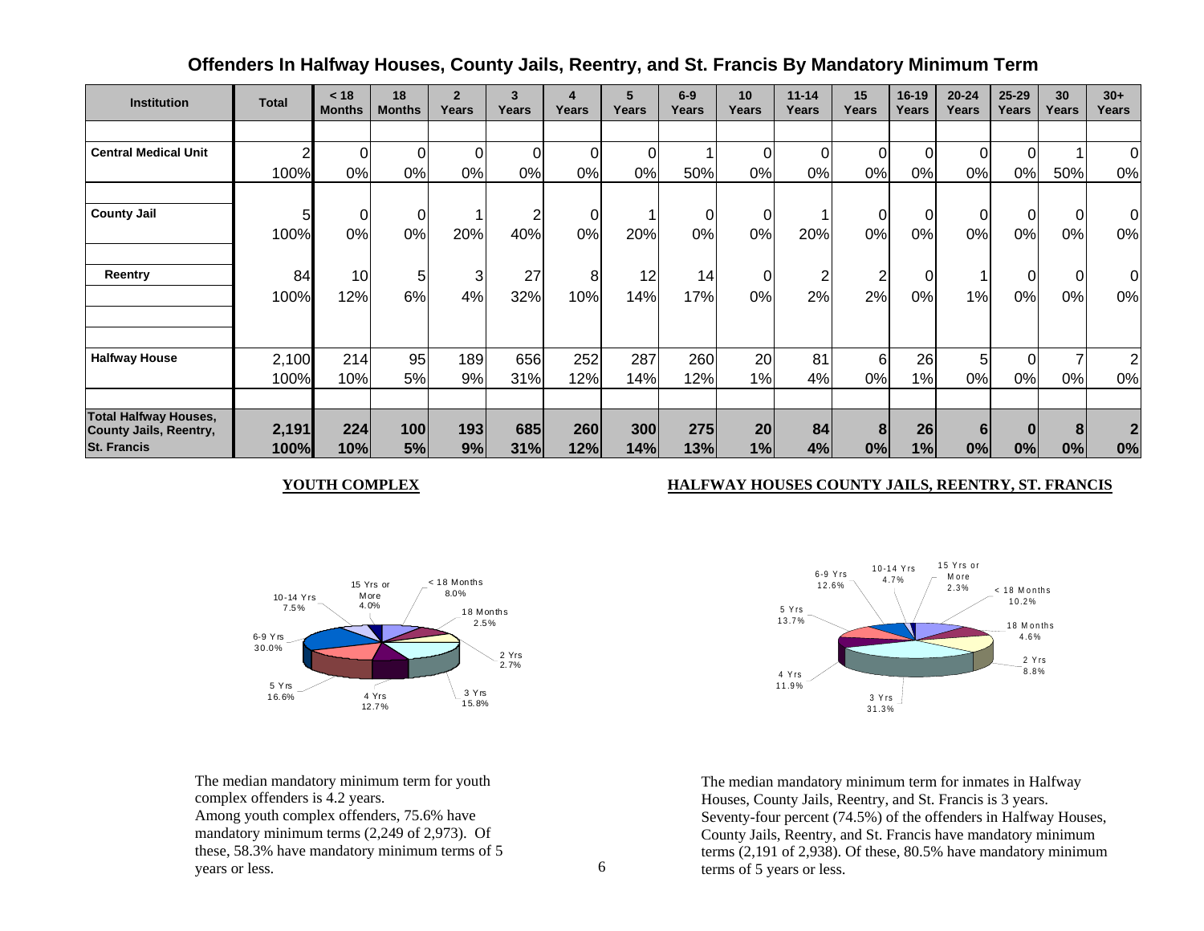## Offenders In Halfway Houses, County Jails, Reentry, and St. Francis By Mandatory Minimum Term

| Institution | Total | < 18 Months | 18 Months | 2 Years | 3 Years | 4 Years | 5 Years | 6-9 Years | 10 Years | 11-14 Years | 15 Years | 16-19 Years | 20-24 Years | 25-29 Years | 30 Years | 30+ Years |
|---|---|---|---|---|---|---|---|---|---|---|---|---|---|---|---|---|
| **Central Medical Unit** | 2 | 0 | 0 | 0 | 0 | 0 | 0 | 1 | 0 | 0 | 0 | 0 | 0 | 0 | 1 | 0 |
| | 100% | 0% | 0% | 0% | 0% | 0% | 0% | 50% | 0% | 0% | 0% | 0% | 0% | 0% | 50% | 0% |
| **County Jail** | 5 | 0 | 0 | 1 | 2 | 0 | 1 | 0 | 0 | 1 | 0 | 0 | 0 | 0 | 0 | 0 |
| | 100% | 0% | 0% | 20% | 40% | 0% | 20% | 0% | 0% | 20% | 0% | 0% | 0% | 0% | 0% | 0% |
| **Reentry** | 84 | 10 | 5 | 3 | 27 | 8 | 12 | 14 | 0 | 2 | 2 | 0 | 1 | 0 | 0 | 0 |
| | 100% | 12% | 6% | 4% | 32% | 10% | 14% | 17% | 0% | 2% | 2% | 0% | 1% | 0% | 0% | 0% |
| **Halfway House** | 2,100 | 214 | 95 | 189 | 656 | 252 | 287 | 260 | 20 | 81 | 6 | 26 | 5 | 0 | 7 | 2 |
| | 100% | 10% | 5% | 9% | 31% | 12% | 14% | 12% | 1% | 4% | 0% | 1% | 0% | 0% | 0% | 0% |
| **Total Halfway Houses, County Jails, Reentry, St. Francis** | **2,191** | **224** | **100** | **193** | **685** | **260** | **300** | **275** | **20** | **84** | **8** | **26** | **6** | **0** | **8** | **2** |
| | **100%** | **10%** | **5%** | **9%** | **31%** | **12%** | **14%** | **13%** | **1%** | **4%** | **0%** | **1%** | **0%** | **0%** | **0%** | **0%** |

**YOUTH COMPLEX**

15 Yrs or More 4.0%
< 18 Months 8.0%
18 Months 2.5%
2 Yrs 2.7%
3 Yrs 15.8%
4 Yrs 12.7%
5 Yrs 16.6%
6-9 Yrs 30.0%
10-14 Yrs 7.5%

The median mandatory minimum term for youth complex offenders is 4.2 years.
Among youth complex offenders, 75.6% have mandatory minimum terms (2,249 of 2,973). Of these, 58.3% have mandatory minimum terms of 5 years or less.

**HALFWAY HOUSES COUNTY JAILS, REENTRY, ST. FRANCIS**

10-14 Yrs 4.7%
15 Yrs or More 2.3%
< 18 Months 10.2%
18 Months 4.6%
2 Yrs 8.8%
3 Yrs 31.3%
4 Yrs 11.9%
5 Yrs 13.7%
6-9 Yrs 12.6%

The median mandatory minimum term for inmates in Halfway Houses, County Jails, Reentry, and St. Francis is 3 years.
Seventy-four percent (74.5%) of the offenders in Halfway Houses, County Jails, Reentry, and St. Francis have mandatory minimum terms (2,191 of 2,938). Of these, 80.5% have mandatory minimum terms of 5 years or less.